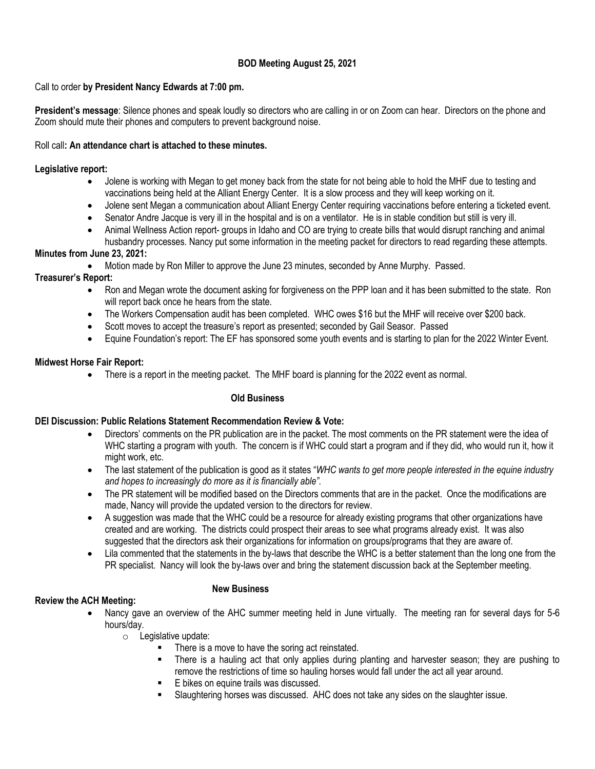**BOD Meeting August 25, 2021**

Call to order **by President Nancy Edwards at 7:00 pm.**

**President's message**: Silence phones and speak loudly so directors who are calling in or on Zoom can hear. Directors on the phone and Zoom should mute their phones and computers to prevent background noise.

Roll call**: An attendance chart is attached to these minutes.**

**Legislative report:**

- Jolene is working with Megan to get money back from the state for not being able to hold the MHF due to testing and vaccinations being held at the Alliant Energy Center. It is a slow process and they will keep working on it.
- Jolene sent Megan a communication about Alliant Energy Center requiring vaccinations before entering a ticketed event.
- Senator Andre Jacque is very ill in the hospital and is on a ventilator. He is in stable condition but still is very ill.
- Animal Wellness Action report- groups in Idaho and CO are trying to create bills that would disrupt ranching and animal husbandry processes. Nancy put some information in the meeting packet for directors to read regarding these attempts.

**Minutes from June 23, 2021:**

- Motion made by Ron Miller to approve the June 23 minutes, seconded by Anne Murphy. Passed.

**Treasurer's Report:**

- Ron and Megan wrote the document asking for forgiveness on the PPP loan and it has been submitted to the state. Ron will report back once he hears from the state.
- The Workers Compensation audit has been completed. WHC owes $16 but the MHF will receive over $200 back.
- Scott moves to accept the treasure's report as presented; seconded by Gail Seasor. Passed
- Equine Foundation's report: The EF has sponsored some youth events and is starting to plan for the 2022 Winter Event.

**Midwest Horse Fair Report:**

- There is a report in the meeting packet. The MHF board is planning for the 2022 event as normal.

**Old Business**

**DEI Discussion: Public Relations Statement Recommendation Review & Vote:**

- Directors' comments on the PR publication are in the packet. The most comments on the PR statement were the idea of WHC starting a program with youth. The concern is if WHC could start a program and if they did, who would run it, how it might work, etc.
- The last statement of the publication is good as it states "*WHC wants to get more people interested in the equine industry and hopes to increasingly do more as it is financially able"*.
- The PR statement will be modified based on the Directors comments that are in the packet. Once the modifications are made, Nancy will provide the updated version to the directors for review.
- A suggestion was made that the WHC could be a resource for already existing programs that other organizations have created and are working. The districts could prospect their areas to see what programs already exist. It was also suggested that the directors ask their organizations for information on groups/programs that they are aware of.
- Lila commented that the statements in the by-laws that describe the WHC is a better statement than the long one from the PR specialist. Nancy will look the by-laws over and bring the statement discussion back at the September meeting.

**New Business**

**Review the ACH Meeting:**

- Nancy gave an overview of the AHC summer meeting held in June virtually. The meeting ran for several days for 5-6 hours/day.
    - Legislative update:
        - There is a move to have the soring act reinstated.
        - There is a hauling act that only applies during planting and harvester season; they are pushing to remove the restrictions of time so hauling horses would fall under the act all year around.
        - E bikes on equine trails was discussed.
        - Slaughtering horses was discussed. AHC does not take any sides on the slaughter issue.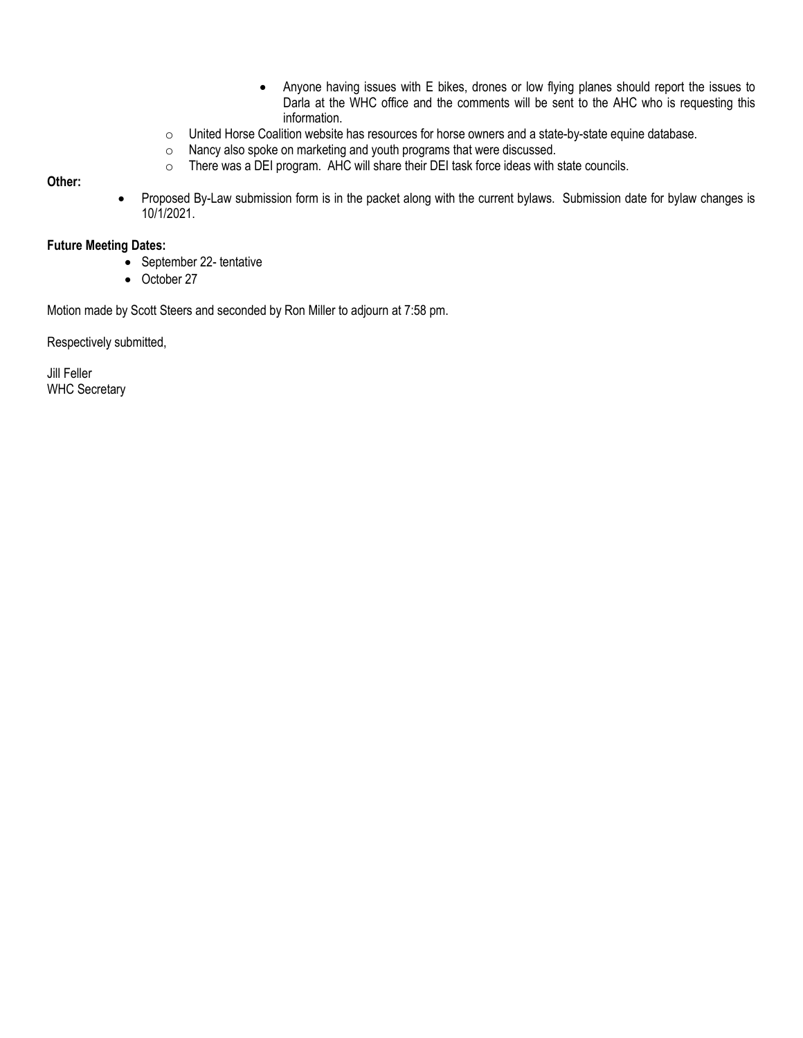- Anyone having issues with E bikes, drones or low flying planes should report the issues to Darla at the WHC office and the comments will be sent to the AHC who is requesting this information.
    - United Horse Coalition website has resources for horse owners and a state-by-state equine database.
    - Nancy also spoke on marketing and youth programs that were discussed.
    - There was a DEI program. AHC will share their DEI task force ideas with state councils.

**Other:**

- Proposed By-Law submission form is in the packet along with the current bylaws. Submission date for bylaw changes is 10/1/2021.

**Future Meeting Dates:**

- September 22- tentative
- October 27

Motion made by Scott Steers and seconded by Ron Miller to adjourn at 7:58 pm.

Respectively submitted,

Jill Feller
WHC Secretary